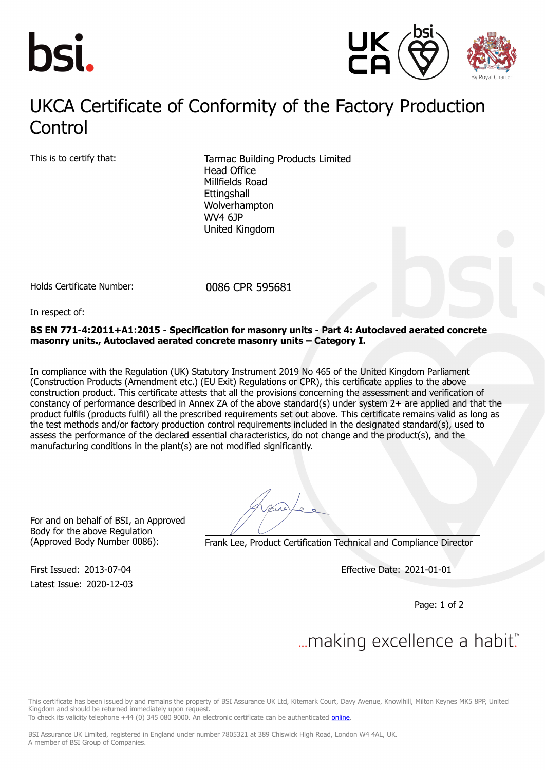# UKCA Certificate of Conformity of the Factory Production Control

This is to certify that:

Tarmac Building Products Limited
Head Office
Millfields Road
Ettingshall
Wolverhampton
WV4 6JP
United Kingdom

Holds Certificate Number: 0086 CPR 595681

In respect of:

**BS EN 771-4:2011+A1:2015 - Specification for masonry units - Part 4: Autoclaved aerated concrete masonry units., Autoclaved aerated concrete masonry units – Category I.**

In compliance with the Regulation (UK) Statutory Instrument 2019 No 465 of the United Kingdom Parliament (Construction Products (Amendment etc.) (EU Exit) Regulations or CPR), this certificate applies to the above construction product. This certificate attests that all the provisions concerning the assessment and verification of constancy of performance described in Annex ZA of the above standard(s) under system 2+ are applied and that the product fulfils (products fulfil) all the prescribed requirements set out above. This certificate remains valid as long as the test methods and/or factory production control requirements included in the designated standard(s), used to assess the performance of the declared essential characteristics, do not change and the product(s), and the manufacturing conditions in the plant(s) are not modified significantly.

For and on behalf of BSI, an Approved Body for the above Regulation (Approved Body Number 0086):

Frank Lee, Product Certification Technical and Compliance Director

First Issued: 2013-07-04
Latest Issue: 2020-12-03

Effective Date: 2021-01-01

...making excellence a habit.™

This certificate has been issued by and remains the property of BSI Assurance UK Ltd, Kitemark Court, Davy Avenue, Knowlhill, Milton Keynes MK5 8PP, United Kingdom and should be returned immediately upon request.
To check its validity telephone +44 (0) 345 080 9000. An electronic certificate can be authenticated online.

BSI Assurance UK Limited, registered in England under number 7805321 at 389 Chiswick High Road, London W4 4AL, UK.
A member of BSI Group of Companies.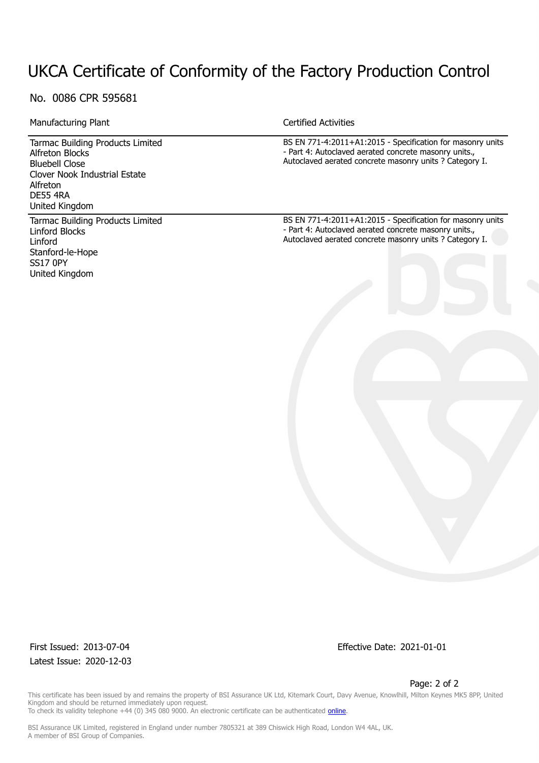# UKCA Certificate of Conformity of the Factory Production Control

No. 0086 CPR 595681

| Manufacturing Plant | Certified Activities |
|---|---|
| Tarmac Building Products Limited<br>Alfreton Blocks<br>Bluebell Close<br>Clover Nook Industrial Estate<br>Alfreton<br>DE55 4RA<br>United Kingdom | BS EN 771-4:2011+A1:2015 - Specification for masonry units - Part 4: Autoclaved aerated concrete masonry units., Autoclaved aerated concrete masonry units ? Category I. |
| Tarmac Building Products Limited<br>Linford Blocks<br>Linford<br>Stanford-le-Hope<br>SS17 0PY<br>United Kingdom | BS EN 771-4:2011+A1:2015 - Specification for masonry units - Part 4: Autoclaved aerated concrete masonry units., Autoclaved aerated concrete masonry units ? Category I. |

First Issued: 2013-07-04

Latest Issue: 2020-12-03

Effective Date: 2021-01-01

This certificate has been issued by and remains the property of BSI Assurance UK Ltd, Kitemark Court, Davy Avenue, Knowlhill, Milton Keynes MK5 8PP, United Kingdom and should be returned immediately upon request.
To check its validity telephone +44 (0) 345 080 9000. An electronic certificate can be authenticated online.

BSI Assurance UK Limited, registered in England under number 7805321 at 389 Chiswick High Road, London W4 4AL, UK.
A member of BSI Group of Companies.